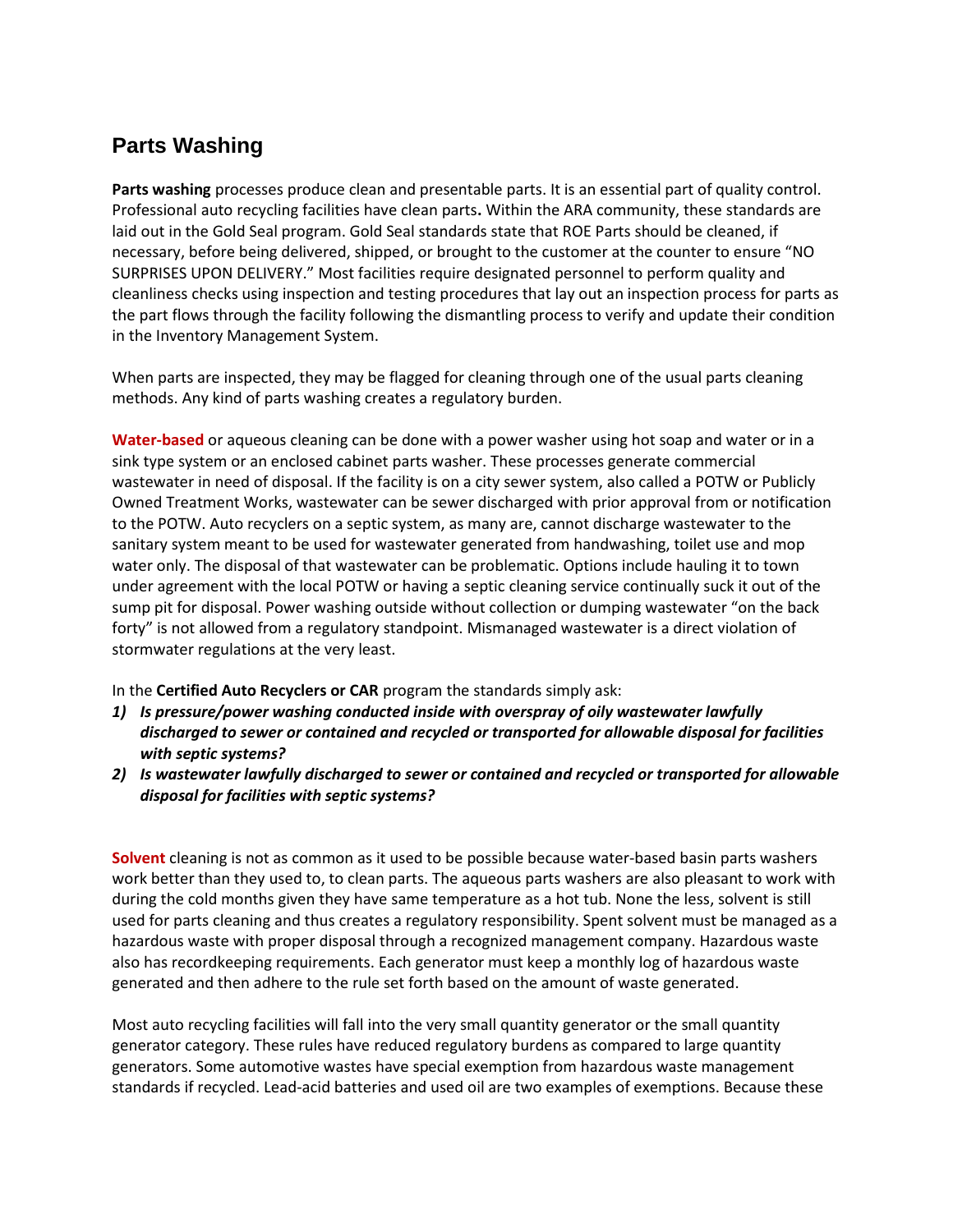## Parts Washing

**Parts washing** processes produce clean and presentable parts. It is an essential part of quality control. Professional auto recycling facilities have clean parts**.** Within the ARA community, these standards are laid out in the Gold Seal program. Gold Seal standards state that ROE Parts should be cleaned, if necessary, before being delivered, shipped, or brought to the customer at the counter to ensure "NO SURPRISES UPON DELIVERY." Most facilities require designated personnel to perform quality and cleanliness checks using inspection and testing procedures that lay out an inspection process for parts as the part flows through the facility following the dismantling process to verify and update their condition in the Inventory Management System.

When parts are inspected, they may be flagged for cleaning through one of the usual parts cleaning methods. Any kind of parts washing creates a regulatory burden.

**Water-based** or aqueous cleaning can be done with a power washer using hot soap and water or in a sink type system or an enclosed cabinet parts washer. These processes generate commercial wastewater in need of disposal. If the facility is on a city sewer system, also called a POTW or Publicly Owned Treatment Works, wastewater can be sewer discharged with prior approval from or notification to the POTW. Auto recyclers on a septic system, as many are, cannot discharge wastewater to the sanitary system meant to be used for wastewater generated from handwashing, toilet use and mop water only. The disposal of that wastewater can be problematic. Options include hauling it to town under agreement with the local POTW or having a septic cleaning service continually suck it out of the sump pit for disposal. Power washing outside without collection or dumping wastewater "on the back forty" is not allowed from a regulatory standpoint. Mismanaged wastewater is a direct violation of stormwater regulations at the very least.

In the **Certified Auto Recyclers or CAR** program the standards simply ask:

1) ***Is pressure/power washing conducted inside with overspray of oily wastewater lawfully discharged to sewer or contained and recycled or transported for allowable disposal for facilities with septic systems?***
2) ***Is wastewater lawfully discharged to sewer or contained and recycled or transported for allowable disposal for facilities with septic systems?***

**Solvent** cleaning is not as common as it used to be possible because water-based basin parts washers work better than they used to, to clean parts. The aqueous parts washers are also pleasant to work with during the cold months given they have same temperature as a hot tub. None the less, solvent is still used for parts cleaning and thus creates a regulatory responsibility. Spent solvent must be managed as a hazardous waste with proper disposal through a recognized management company. Hazardous waste also has recordkeeping requirements. Each generator must keep a monthly log of hazardous waste generated and then adhere to the rule set forth based on the amount of waste generated.

Most auto recycling facilities will fall into the very small quantity generator or the small quantity generator category. These rules have reduced regulatory burdens as compared to large quantity generators. Some automotive wastes have special exemption from hazardous waste management standards if recycled. Lead-acid batteries and used oil are two examples of exemptions. Because these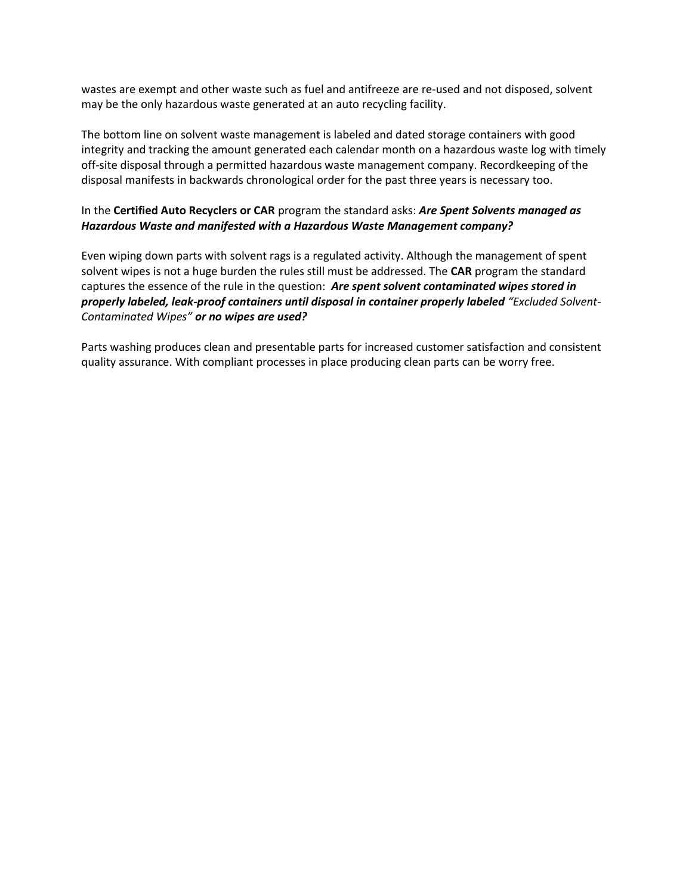wastes are exempt and other waste such as fuel and antifreeze are re-used and not disposed, solvent may be the only hazardous waste generated at an auto recycling facility.

The bottom line on solvent waste management is labeled and dated storage containers with good integrity and tracking the amount generated each calendar month on a hazardous waste log with timely off-site disposal through a permitted hazardous waste management company. Recordkeeping of the disposal manifests in backwards chronological order for the past three years is necessary too.

In the **Certified Auto Recyclers or CAR** program the standard asks: ***Are Spent Solvents managed as Hazardous Waste and manifested with a Hazardous Waste Management company?***

Even wiping down parts with solvent rags is a regulated activity. Although the management of spent solvent wipes is not a huge burden the rules still must be addressed. The **CAR** program the standard captures the essence of the rule in the question: ***Are spent solvent contaminated wipes stored in properly labeled, leak-proof containers until disposal in container properly labeled*** *"Excluded Solvent-Contaminated Wipes"* ***or no wipes are used?***

Parts washing produces clean and presentable parts for increased customer satisfaction and consistent quality assurance. With compliant processes in place producing clean parts can be worry free.